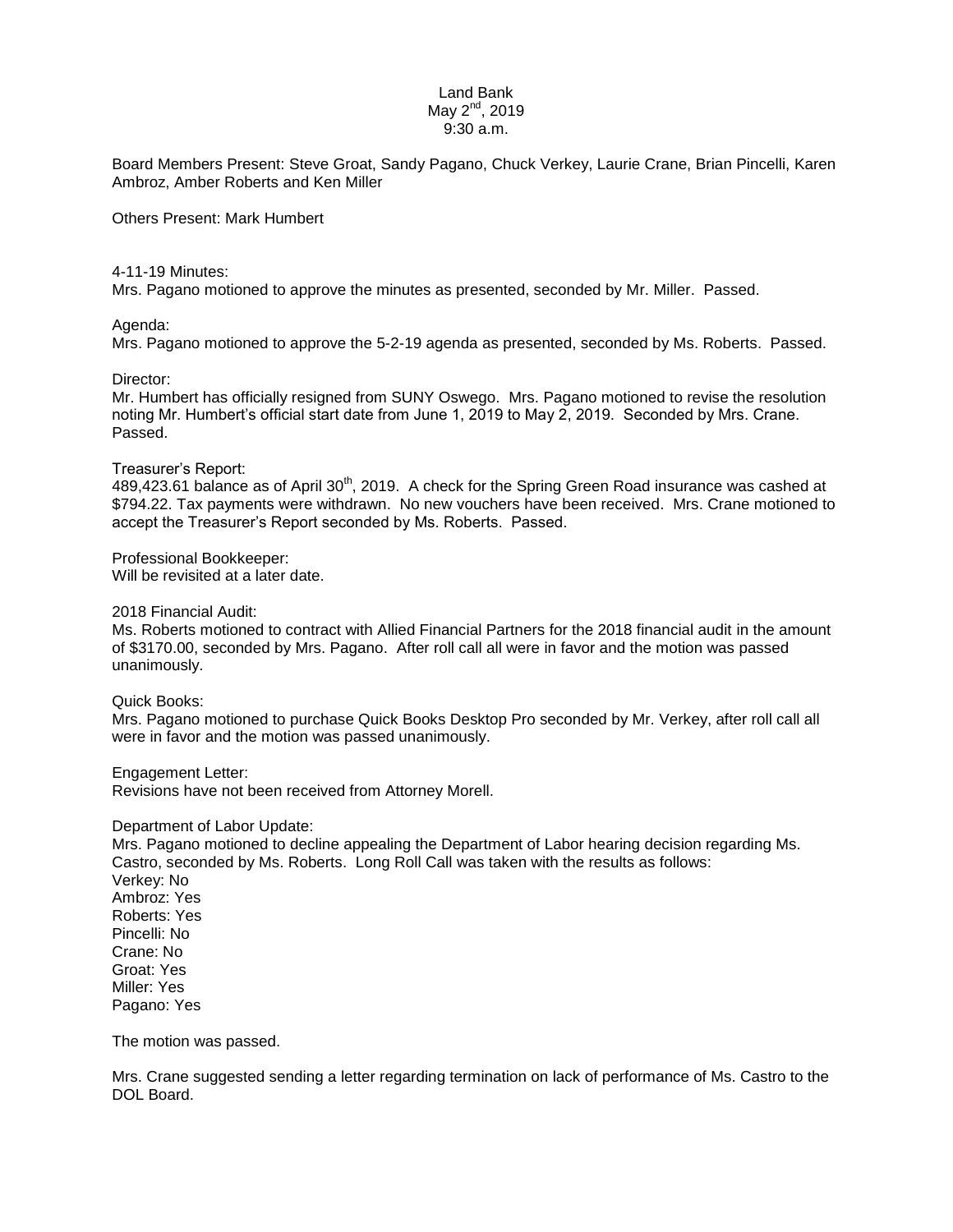# Land Bank
May 2nd, 2019
9:30 a.m.

Board Members Present: Steve Groat, Sandy Pagano, Chuck Verkey, Laurie Crane, Brian Pincelli, Karen Ambroz, Amber Roberts and Ken Miller

Others Present: Mark Humbert

4-11-19 Minutes:
Mrs. Pagano motioned to approve the minutes as presented, seconded by Mr. Miller. Passed.

Agenda:
Mrs. Pagano motioned to approve the 5-2-19 agenda as presented, seconded by Ms. Roberts. Passed.

Director:
Mr. Humbert has officially resigned from SUNY Oswego. Mrs. Pagano motioned to revise the resolution noting Mr. Humbert's official start date from June 1, 2019 to May 2, 2019. Seconded by Mrs. Crane. Passed.

Treasurer's Report:
489,423.61 balance as of April 30th, 2019. A check for the Spring Green Road insurance was cashed at $794.22. Tax payments were withdrawn. No new vouchers have been received. Mrs. Crane motioned to accept the Treasurer's Report seconded by Ms. Roberts. Passed.

Professional Bookkeeper:
Will be revisited at a later date.

2018 Financial Audit:
Ms. Roberts motioned to contract with Allied Financial Partners for the 2018 financial audit in the amount of $3170.00, seconded by Mrs. Pagano. After roll call all were in favor and the motion was passed unanimously.

Quick Books:
Mrs. Pagano motioned to purchase Quick Books Desktop Pro seconded by Mr. Verkey, after roll call all were in favor and the motion was passed unanimously.

Engagement Letter:
Revisions have not been received from Attorney Morell.

Department of Labor Update:
Mrs. Pagano motioned to decline appealing the Department of Labor hearing decision regarding Ms. Castro, seconded by Ms. Roberts. Long Roll Call was taken with the results as follows:
Verkey: No
Ambroz: Yes
Roberts: Yes
Pincelli: No
Crane: No
Groat: Yes
Miller: Yes
Pagano: Yes

The motion was passed.

Mrs. Crane suggested sending a letter regarding termination on lack of performance of Ms. Castro to the DOL Board.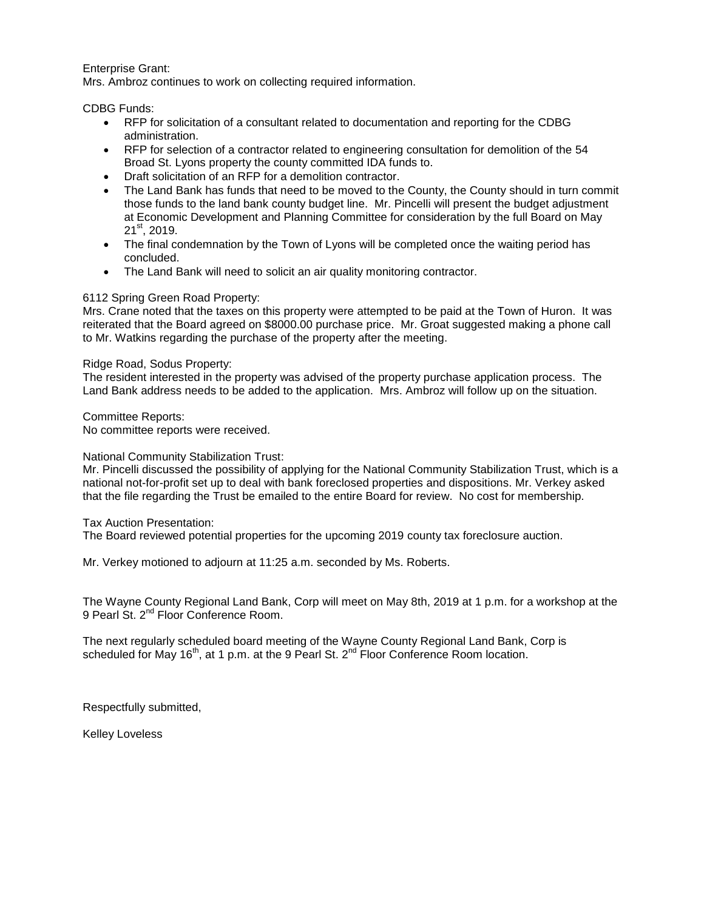Enterprise Grant:
Mrs. Ambroz continues to work on collecting required information.

CDBG Funds:

- RFP for solicitation of a consultant related to documentation and reporting for the CDBG administration.
- RFP for selection of a contractor related to engineering consultation for demolition of the 54 Broad St. Lyons property the county committed IDA funds to.
- Draft solicitation of an RFP for a demolition contractor.
- The Land Bank has funds that need to be moved to the County, the County should in turn commit those funds to the land bank county budget line. Mr. Pincelli will present the budget adjustment at Economic Development and Planning Committee for consideration by the full Board on May 21st, 2019.
- The final condemnation by the Town of Lyons will be completed once the waiting period has concluded.
- The Land Bank will need to solicit an air quality monitoring contractor.

6112 Spring Green Road Property:
Mrs. Crane noted that the taxes on this property were attempted to be paid at the Town of Huron. It was reiterated that the Board agreed on $8000.00 purchase price. Mr. Groat suggested making a phone call to Mr. Watkins regarding the purchase of the property after the meeting.

Ridge Road, Sodus Property:
The resident interested in the property was advised of the property purchase application process. The Land Bank address needs to be added to the application. Mrs. Ambroz will follow up on the situation.

Committee Reports:
No committee reports were received.

National Community Stabilization Trust:
Mr. Pincelli discussed the possibility of applying for the National Community Stabilization Trust, which is a national not-for-profit set up to deal with bank foreclosed properties and dispositions. Mr. Verkey asked that the file regarding the Trust be emailed to the entire Board for review. No cost for membership.

Tax Auction Presentation:
The Board reviewed potential properties for the upcoming 2019 county tax foreclosure auction.

Mr. Verkey motioned to adjourn at 11:25 a.m. seconded by Ms. Roberts.

The Wayne County Regional Land Bank, Corp will meet on May 8th, 2019 at 1 p.m. for a workshop at the 9 Pearl St. 2nd Floor Conference Room.

The next regularly scheduled board meeting of the Wayne County Regional Land Bank, Corp is scheduled for May 16th, at 1 p.m. at the 9 Pearl St. 2nd Floor Conference Room location.

Respectfully submitted,

Kelley Loveless